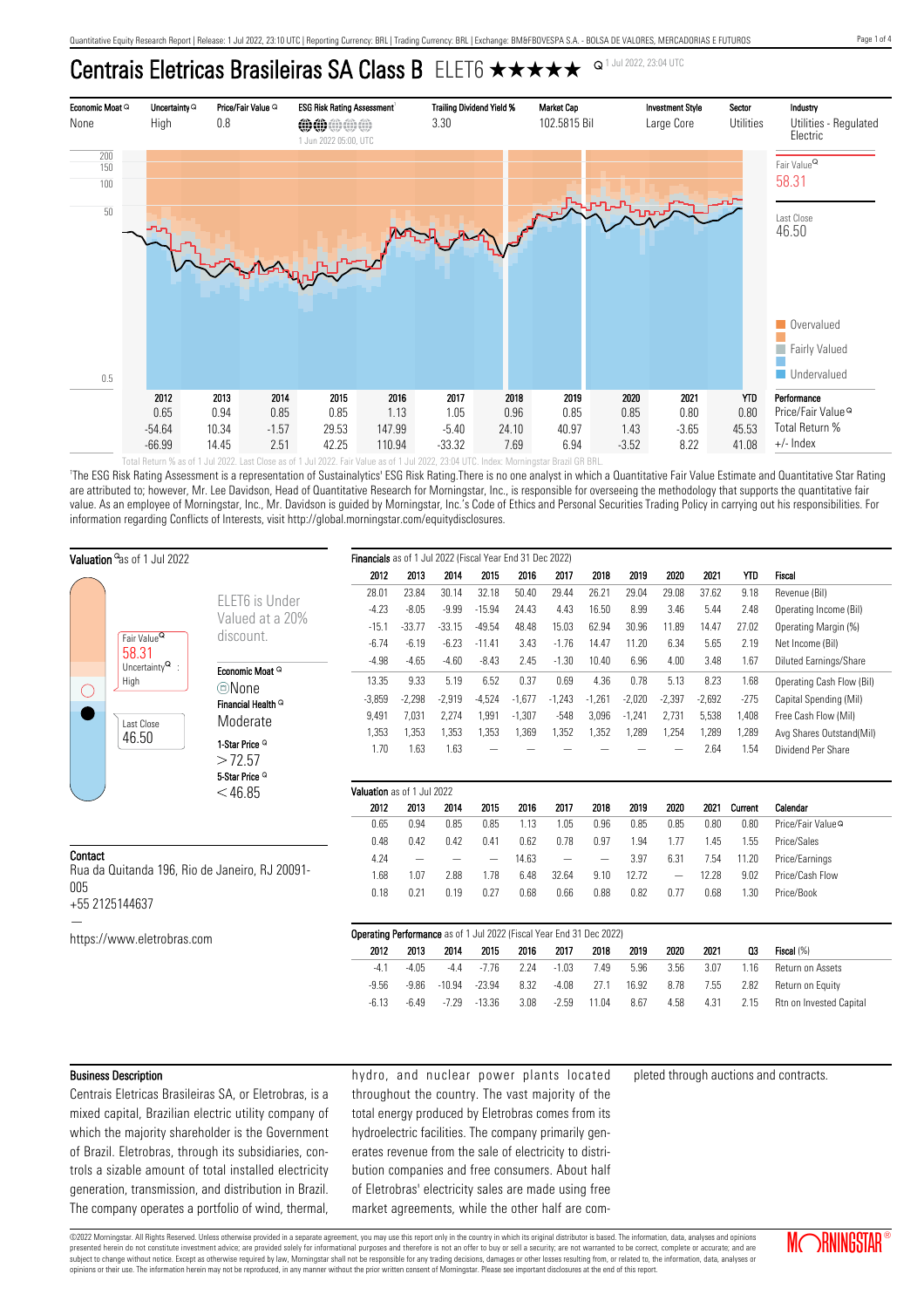# Centrais Eletricas Brasileiras SA Class B ELET6 ★★★★★

1 Jul 2022, 23:04 UTC

| Economic Moat | Uncertainty | Price/Fair Value | ESG Risk Rating Assessment[1] | Trailing Dividend Yield % | Market Cap | Investment Style | Sector | Industry |
|---|---|---|---|---|---|---|---|---|
| None | High | 0.8 | 1 Jun 2022 05:00, UTC | 3.30 | 102.5815 Bil | Large Core | Utilities | Utilities - Regulated Electric |

Fair Value 58.31

Last Close 46.50

Overvalued / Fairly Valued / Undervalued

| | 2012 | 2013 | 2014 | 2015 | 2016 | 2017 | 2018 | 2019 | 2020 | 2021 | YTD | Performance |
|---|---|---|---|---|---|---|---|---|---|---|---|---|
| | 0.65 | 0.94 | 0.85 | 0.85 | 1.13 | 1.05 | 0.96 | 0.85 | 0.85 | 0.80 | 0.80 | Price/Fair Value |
| | -54.64 | 10.34 | -1.57 | 29.53 | 147.99 | -5.40 | 24.10 | 40.97 | 1.43 | -3.65 | 45.53 | Total Return % |
| | -66.99 | 14.45 | 2.51 | 42.25 | 110.94 | -33.32 | 7.69 | 6.94 | -3.52 | 8.22 | 41.08 | +/- Index |

Total Return % as of 1 Jul 2022. Last Close as of 1 Jul 2022. Fair Value as of 1 Jul 2022, 23:04 UTC. Index: Morningstar Brazil GR BRL.

[1]The ESG Risk Rating Assessment is a representation of Sustainalytics' ESG Risk Rating.There is no one analyst in which a Quantitative Fair Value Estimate and Quantitative Star Rating are attributed to; however, Mr. Lee Davidson, Head of Quantitative Research for Morningstar, Inc., is responsible for overseeing the methodology that supports the quantitative fair value. As an employee of Morningstar, Inc., Mr. Davidson is guided by Morningstar, Inc.'s Code of Ethics and Personal Securities Trading Policy in carrying out his responsibilities. For information regarding Conflicts of Interests, visit http://global.morningstar.com/equitydisclosures.

## Valuation as of 1 Jul 2022

Fair Value 58.31
Uncertainty: High

Last Close 46.50

ELET6 is Under Valued at a 20% discount.

**Economic Moat** None

**Financial Health** Moderate

**1-Star Price** > 72.57

**5-Star Price** < 46.85

## Contact

Rua da Quitanda 196, Rio de Janeiro, RJ 20091-005
+55 2125144637

—

https://www.eletrobras.com

**Financials** as of 1 Jul 2022 (Fiscal Year End 31 Dec 2022)

| 2012 | 2013 | 2014 | 2015 | 2016 | 2017 | 2018 | 2019 | 2020 | 2021 | YTD | Fiscal |
|---|---|---|---|---|---|---|---|---|---|---|---|
| 28.01 | 23.84 | 30.14 | 32.18 | 50.40 | 29.44 | 26.21 | 29.04 | 29.08 | 37.62 | 9.18 | Revenue (Bil) |
| -4.23 | -8.05 | -9.99 | -15.94 | 24.43 | 4.43 | 16.50 | 8.99 | 3.46 | 5.44 | 2.48 | Operating Income (Bil) |
| -15.1 | -33.77 | -33.15 | -49.54 | 48.48 | 15.03 | 62.94 | 30.96 | 11.89 | 14.47 | 27.02 | Operating Margin (%) |
| -6.74 | -6.19 | -6.23 | -11.41 | 3.43 | -1.76 | 14.47 | 11.20 | 6.34 | 5.65 | 2.19 | Net Income (Bil) |
| -4.98 | -4.65 | -4.60 | -8.43 | 2.45 | -1.30 | 10.40 | 6.96 | 4.00 | 3.48 | 1.67 | Diluted Earnings/Share |
| 13.35 | 9.33 | 5.19 | 6.52 | 0.37 | 0.69 | 4.36 | 0.78 | 5.13 | 8.23 | 1.68 | Operating Cash Flow (Bil) |
| -3,859 | -2,298 | -2,919 | -4,524 | -1,677 | -1,243 | -1,261 | -2,020 | -2,397 | -2,692 | -275 | Capital Spending (Mil) |
| 9,491 | 7,031 | 2,274 | 1,991 | -1,307 | -548 | 3,096 | -1,241 | 2,731 | 5,538 | 1,408 | Free Cash Flow (Mil) |
| 1,353 | 1,353 | 1,353 | 1,353 | 1,369 | 1,352 | 1,352 | 1,289 | 1,254 | 1,289 | 1,289 | Avg Shares Outstand(Mil) |
| 1.70 | 1.63 | 1.63 | — | — | — | — | — | — | 2.64 | 1.54 | Dividend Per Share |

**Valuation** as of 1 Jul 2022

| 2012 | 2013 | 2014 | 2015 | 2016 | 2017 | 2018 | 2019 | 2020 | 2021 | Current | Calendar |
|---|---|---|---|---|---|---|---|---|---|---|---|
| 0.65 | 0.94 | 0.85 | 0.85 | 1.13 | 1.05 | 0.96 | 0.85 | 0.85 | 0.80 | 0.80 | Price/Fair Value |
| 0.48 | 0.42 | 0.42 | 0.41 | 0.62 | 0.78 | 0.97 | 1.94 | 1.77 | 1.45 | 1.55 | Price/Sales |
| 4.24 | — | — | — | 14.63 | — | — | 3.97 | 6.31 | 7.54 | 11.20 | Price/Earnings |
| 1.68 | 1.07 | 2.88 | 1.78 | 6.48 | 32.64 | 9.10 | 12.72 | — | 12.28 | 9.02 | Price/Cash Flow |
| 0.18 | 0.21 | 0.19 | 0.27 | 0.68 | 0.66 | 0.88 | 0.82 | 0.77 | 0.68 | 1.30 | Price/Book |

**Operating Performance** as of 1 Jul 2022 (Fiscal Year End 31 Dec 2022)

| 2012 | 2013 | 2014 | 2015 | 2016 | 2017 | 2018 | 2019 | 2020 | 2021 | Q3 | Fiscal (%) |
|---|---|---|---|---|---|---|---|---|---|---|---|
| -4.1 | -4.05 | -4.4 | -7.76 | 2.24 | -1.03 | 7.49 | 5.96 | 3.56 | 3.07 | 1.16 | Return on Assets |
| -9.56 | -9.86 | -10.94 | -23.94 | 8.32 | -4.08 | 27.1 | 16.92 | 8.78 | 7.55 | 2.82 | Return on Equity |
| -6.13 | -6.49 | -7.29 | -13.36 | 3.08 | -2.59 | 11.04 | 8.67 | 4.58 | 4.31 | 2.15 | Rtn on Invested Capital |

## Business Description

Centrais Eletricas Brasileiras SA, or Eletrobras, is a mixed capital, Brazilian electric utility company of which the majority shareholder is the Government of Brazil. Eletrobras, through its subsidiaries, controls a sizable amount of total installed electricity generation, transmission, and distribution in Brazil. The company operates a portfolio of wind, thermal, hydro, and nuclear power plants located throughout the country. The vast majority of the total energy produced by Eletrobras comes from its hydroelectric facilities. The company primarily generates revenue from the sale of electricity to distribution companies and free consumers. About half of Eletrobras' electricity sales are made using free market agreements, while the other half are completed through auctions and contracts.

©2022 Morningstar. All Rights Reserved. Unless otherwise provided in a separate agreement, you may use this report only in the country in which its original distributor is based. The information, data, analyses and opinions presented herein do not constitute investment advice; are provided solely for informational purposes and therefore is not an offer to buy or sell a security; and are not warranted to be correct, complete or accurate; and are subject to change without notice. Except as otherwise required by law, Morningstar shall not be responsible for any trading decisions, damages or other losses resulting from, or related to, the information, data, analyses or opinions or their use. The information herein may not be reproduced, in any manner without the prior written consent of Morningstar. Please see important disclosures at the end of this report.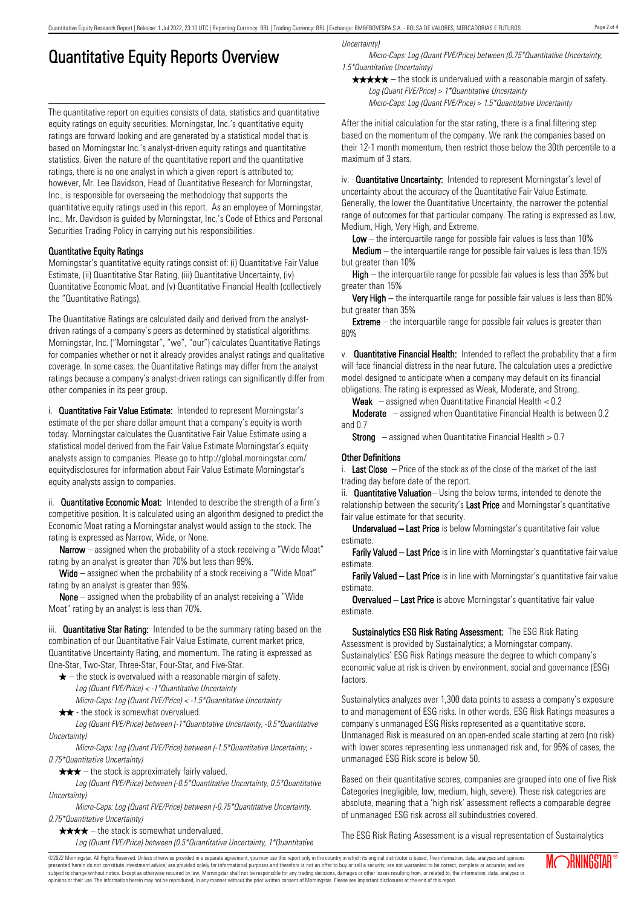# Quantitative Equity Reports Overview

The quantitative report on equities consists of data, statistics and quantitative equity ratings on equity securities. Morningstar, Inc.'s quantitative equity ratings are forward looking and are generated by a statistical model that is based on Morningstar Inc.'s analyst-driven equity ratings and quantitative statistics. Given the nature of the quantitative report and the quantitative ratings, there is no one analyst in which a given report is attributed to; however, Mr. Lee Davidson, Head of Quantitative Research for Morningstar, Inc., is responsible for overseeing the methodology that supports the quantitative equity ratings used in this report. As an employee of Morningstar, Inc., Mr. Davidson is guided by Morningstar, Inc.'s Code of Ethics and Personal Securities Trading Policy in carrying out his responsibilities.

### Quantitative Equity Ratings

Morningstar's quantitative equity ratings consist of: (i) Quantitative Fair Value Estimate, (ii) Quantitative Star Rating, (iii) Quantitative Uncertainty, (iv) Quantitative Economic Moat, and (v) Quantitative Financial Health (collectively the "Quantitative Ratings).

The Quantitative Ratings are calculated daily and derived from the analyst-driven ratings of a company's peers as determined by statistical algorithms. Morningstar, Inc. ("Morningstar", "we", "our") calculates Quantitative Ratings for companies whether or not it already provides analyst ratings and qualitative coverage. In some cases, the Quantitative Ratings may differ from the analyst ratings because a company's analyst-driven ratings can significantly differ from other companies in its peer group.

i. **Quantitative Fair Value Estimate:** Intended to represent Morningstar's estimate of the per share dollar amount that a company's equity is worth today. Morningstar calculates the Quantitative Fair Value Estimate using a statistical model derived from the Fair Value Estimate Morningstar's equity analysts assign to companies. Please go to http://global.morningstar.com/equitydisclosures for information about Fair Value Estimate Morningstar's equity analysts assign to companies.

ii. **Quantitative Economic Moat:** Intended to describe the strength of a firm's competitive position. It is calculated using an algorithm designed to predict the Economic Moat rating a Morningstar analyst would assign to the stock. The rating is expressed as Narrow, Wide, or None.

**Narrow** – assigned when the probability of a stock receiving a "Wide Moat" rating by an analyst is greater than 70% but less than 99%.

**Wide** – assigned when the probability of a stock receiving a "Wide Moat" rating by an analyst is greater than 99%.

**None** – assigned when the probability of an analyst receiving a "Wide Moat" rating by an analyst is less than 70%.

iii. **Quantitative Star Rating:** Intended to be the summary rating based on the combination of our Quantitative Fair Value Estimate, current market price, Quantitative Uncertainty Rating, and momentum. The rating is expressed as One-Star, Two-Star, Three-Star, Four-Star, and Five-Star.

★ – the stock is overvalued with a reasonable margin of safety.
*Log (Quant FVE/Price) < -1\*Quantitative Uncertainty*
*Micro-Caps: Log (Quant FVE/Price) < -1.5\*Quantitative Uncertainty*

★★ - the stock is somewhat overvalued.
*Log (Quant FVE/Price) between (-1\*Quantitative Uncertainty, -0.5\*Quantitative Uncertainty)*
*Micro-Caps: Log (Quant FVE/Price) between (-1.5\*Quantitative Uncertainty, -0.75\*Quantitative Uncertainty)*

★★★ – the stock is approximately fairly valued.
*Log (Quant FVE/Price) between (-0.5\*Quantitative Uncertainty, 0.5\*Quantitative Uncertainty)*
*Micro-Caps: Log (Quant FVE/Price) between (-0.75\*Quantitative Uncertainty, 0.75\*Quantitative Uncertainty)*

★★★★ – the stock is somewhat undervalued.
*Log (Quant FVE/Price) between (0.5\*Quantitative Uncertainty, 1\*Quantitative Uncertainty)*
*Micro-Caps: Log (Quant FVE/Price) between (0.75\*Quantitative Uncertainty, 1.5\*Quantitative Uncertainty)*

★★★★★ – the stock is undervalued with a reasonable margin of safety.
*Log (Quant FVE/Price) > 1\*Quantitative Uncertainty*
*Micro-Caps: Log (Quant FVE/Price) > 1.5\*Quantitative Uncertainty*

After the initial calculation for the star rating, there is a final filtering step based on the momentum of the company. We rank the companies based on their 12-1 month momentum, then restrict those below the 30th percentile to a maximum of 3 stars.

iv. **Quantitative Uncertainty:** Intended to represent Morningstar's level of uncertainty about the accuracy of the Quantitative Fair Value Estimate. Generally, the lower the Quantitative Uncertainty, the narrower the potential range of outcomes for that particular company. The rating is expressed as Low, Medium, High, Very High, and Extreme.

**Low** – the interquartile range for possible fair values is less than 10%

**Medium** – the interquartile range for possible fair values is less than 15% but greater than 10%

**High** – the interquartile range for possible fair values is less than 35% but greater than 15%

**Very High** – the interquartile range for possible fair values is less than 80% but greater than 35%

**Extreme** – the interquartile range for possible fair values is greater than 80%

v. **Quantitative Financial Health:** Intended to reflect the probability that a firm will face financial distress in the near future. The calculation uses a predictive model designed to anticipate when a company may default on its financial obligations. The rating is expressed as Weak, Moderate, and Strong.

**Weak** – assigned when Quantitative Financial Health < 0.2

**Moderate** – assigned when Quantitative Financial Health is between 0.2 and 0.7

**Strong** – assigned when Quantitative Financial Health > 0.7

### Other Definitions

i. **Last Close** – Price of the stock as of the close of the market of the last trading day before date of the report.

ii. **Quantitative Valuation**– Using the below terms, intended to denote the relationship between the security's **Last Price** and Morningstar's quantitative fair value estimate for that security.

**Undervalued – Last Price** is below Morningstar's quantitative fair value estimate.

**Farily Valued – Last Price** is in line with Morningstar's quantitative fair value estimate.

**Farily Valued – Last Price** is in line with Morningstar's quantitative fair value estimate.

**Overvalued – Last Price** is above Morningstar's quantitative fair value estimate.

**Sustainalytics ESG Risk Rating Assessment:** The ESG Risk Rating Assessment is provided by Sustainalytics; a Morningstar company. Sustainalytics' ESG Risk Ratings measure the degree to which company's economic value at risk is driven by environment, social and governance (ESG) factors.

Sustainalytics analyzes over 1,300 data points to assess a company's exposure to and management of ESG risks. In other words, ESG Risk Ratings measures a company's unmanaged ESG Risks represented as a quantitative score. Unmanaged Risk is measured on an open-ended scale starting at zero (no risk) with lower scores representing less unmanaged risk and, for 95% of cases, the unmanaged ESG Risk score is below 50.

Based on their quantitative scores, companies are grouped into one of five Risk Categories (negligible, low, medium, high, severe). These risk categories are absolute, meaning that a 'high risk' assessment reflects a comparable degree of unmanaged ESG risk across all subindustries covered.

The ESG Risk Rating Assessment is a visual representation of Sustainalytics

©2022 Morningstar. All Rights Reserved. Unless otherwise provided in a separate agreement, you may use this report only in the country in which its original distributor is based. The information, data, analyses and opinions presented herein do not constitute investment advice; are provided solely for informational purposes and therefore is not an offer to buy or sell a security; are not warranted to be correct, complete or accurate; and are subject to change without notice. Except as otherwise required by law, Morningstar shall not be responsible for any trading decisions, damages or other losses resulting from, or related to, the information, data, analyses or opinions or their use. The information herein may not be reproduced, in any manner without the prior written consent of Morningstar. Please see important disclosures at the end of this report.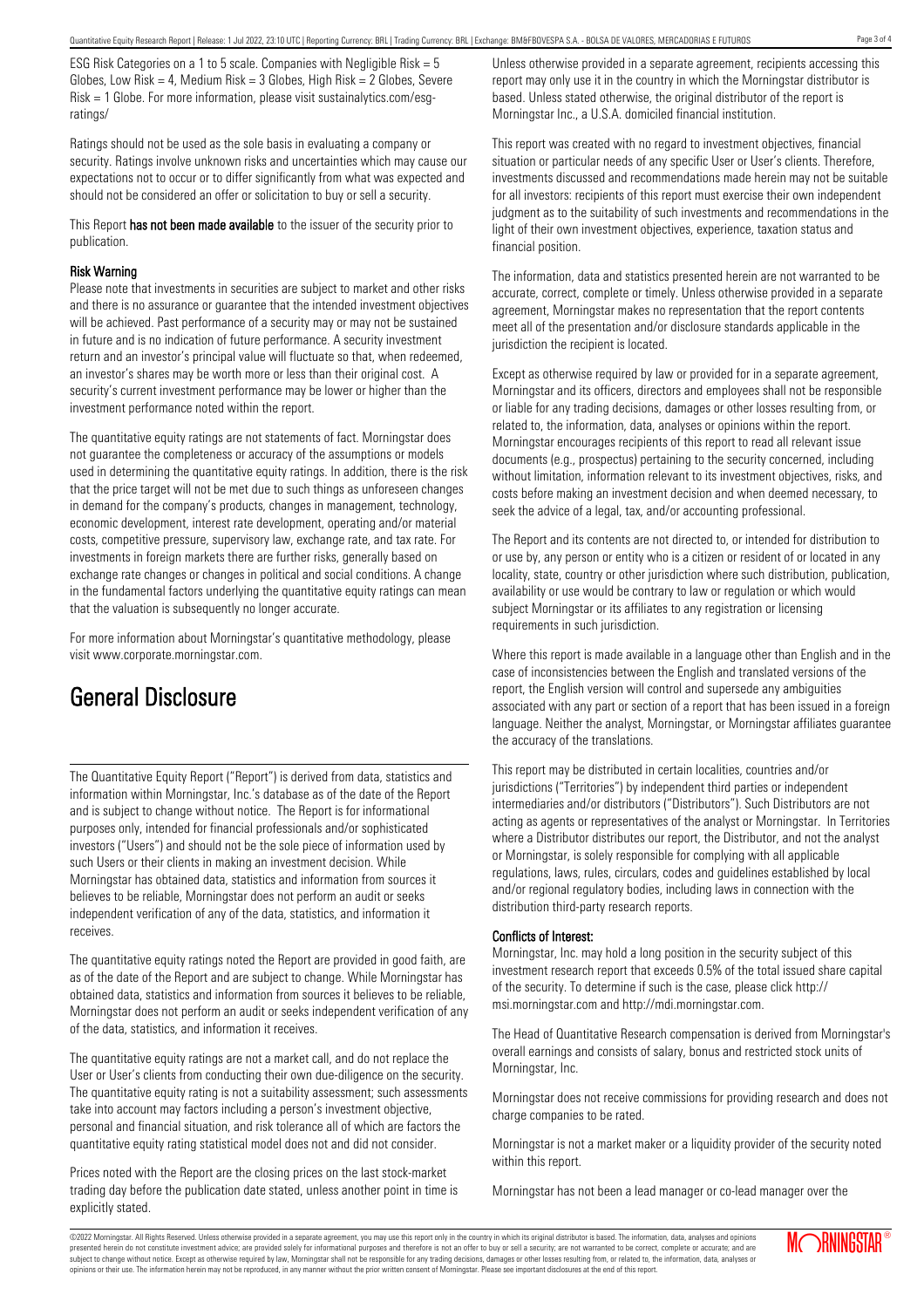ESG Risk Categories on a 1 to 5 scale. Companies with Negligible Risk = 5 Globes, Low Risk = 4, Medium Risk = 3 Globes, High Risk = 2 Globes, Severe Risk = 1 Globe. For more information, please visit sustainalytics.com/esg-ratings/

Ratings should not be used as the sole basis in evaluating a company or security. Ratings involve unknown risks and uncertainties which may cause our expectations not to occur or to differ significantly from what was expected and should not be considered an offer or solicitation to buy or sell a security.

This Report **has not been made available** to the issuer of the security prior to publication.

**Risk Warning**

Please note that investments in securities are subject to market and other risks and there is no assurance or guarantee that the intended investment objectives will be achieved. Past performance of a security may or may not be sustained in future and is no indication of future performance. A security investment return and an investor's principal value will fluctuate so that, when redeemed, an investor's shares may be worth more or less than their original cost. A security's current investment performance may be lower or higher than the investment performance noted within the report.

The quantitative equity ratings are not statements of fact. Morningstar does not guarantee the completeness or accuracy of the assumptions or models used in determining the quantitative equity ratings. In addition, there is the risk that the price target will not be met due to such things as unforeseen changes in demand for the company's products, changes in management, technology, economic development, interest rate development, operating and/or material costs, competitive pressure, supervisory law, exchange rate, and tax rate. For investments in foreign markets there are further risks, generally based on exchange rate changes or changes in political and social conditions. A change in the fundamental factors underlying the quantitative equity ratings can mean that the valuation is subsequently no longer accurate.

For more information about Morningstar's quantitative methodology, please visit www.corporate.morningstar.com.

# General Disclosure

The Quantitative Equity Report ("Report") is derived from data, statistics and information within Morningstar, Inc.'s database as of the date of the Report and is subject to change without notice. The Report is for informational purposes only, intended for financial professionals and/or sophisticated investors ("Users") and should not be the sole piece of information used by such Users or their clients in making an investment decision. While Morningstar has obtained data, statistics and information from sources it believes to be reliable, Morningstar does not perform an audit or seeks independent verification of any of the data, statistics, and information it receives.

The quantitative equity ratings noted the Report are provided in good faith, are as of the date of the Report and are subject to change. While Morningstar has obtained data, statistics and information from sources it believes to be reliable, Morningstar does not perform an audit or seeks independent verification of any of the data, statistics, and information it receives.

The quantitative equity ratings are not a market call, and do not replace the User or User's clients from conducting their own due-diligence on the security. The quantitative equity rating is not a suitability assessment; such assessments take into account may factors including a person's investment objective, personal and financial situation, and risk tolerance all of which are factors the quantitative equity rating statistical model does not and did not consider.

Prices noted with the Report are the closing prices on the last stock-market trading day before the publication date stated, unless another point in time is explicitly stated.

Unless otherwise provided in a separate agreement, recipients accessing this report may only use it in the country in which the Morningstar distributor is based. Unless stated otherwise, the original distributor of the report is Morningstar Inc., a U.S.A. domiciled financial institution.

This report was created with no regard to investment objectives, financial situation or particular needs of any specific User or User's clients. Therefore, investments discussed and recommendations made herein may not be suitable for all investors: recipients of this report must exercise their own independent judgment as to the suitability of such investments and recommendations in the light of their own investment objectives, experience, taxation status and financial position.

The information, data and statistics presented herein are not warranted to be accurate, correct, complete or timely. Unless otherwise provided in a separate agreement, Morningstar makes no representation that the report contents meet all of the presentation and/or disclosure standards applicable in the jurisdiction the recipient is located.

Except as otherwise required by law or provided for in a separate agreement, Morningstar and its officers, directors and employees shall not be responsible or liable for any trading decisions, damages or other losses resulting from, or related to, the information, data, analyses or opinions within the report. Morningstar encourages recipients of this report to read all relevant issue documents (e.g., prospectus) pertaining to the security concerned, including without limitation, information relevant to its investment objectives, risks, and costs before making an investment decision and when deemed necessary, to seek the advice of a legal, tax, and/or accounting professional.

The Report and its contents are not directed to, or intended for distribution to or use by, any person or entity who is a citizen or resident of or located in any locality, state, country or other jurisdiction where such distribution, publication, availability or use would be contrary to law or regulation or which would subject Morningstar or its affiliates to any registration or licensing requirements in such jurisdiction.

Where this report is made available in a language other than English and in the case of inconsistencies between the English and translated versions of the report, the English version will control and supersede any ambiguities associated with any part or section of a report that has been issued in a foreign language. Neither the analyst, Morningstar, or Morningstar affiliates guarantee the accuracy of the translations.

This report may be distributed in certain localities, countries and/or jurisdictions ("Territories") by independent third parties or independent intermediaries and/or distributors ("Distributors"). Such Distributors are not acting as agents or representatives of the analyst or Morningstar. In Territories where a Distributor distributes our report, the Distributor, and not the analyst or Morningstar, is solely responsible for complying with all applicable regulations, laws, rules, circulars, codes and guidelines established by local and/or regional regulatory bodies, including laws in connection with the distribution third-party research reports.

**Conflicts of Interest:**

Morningstar, Inc. may hold a long position in the security subject of this investment research report that exceeds 0.5% of the total issued share capital of the security. To determine if such is the case, please click http://msi.morningstar.com and http://mdi.morningstar.com.

The Head of Quantitative Research compensation is derived from Morningstar's overall earnings and consists of salary, bonus and restricted stock units of Morningstar, Inc.

Morningstar does not receive commissions for providing research and does not charge companies to be rated.

Morningstar is not a market maker or a liquidity provider of the security noted within this report.

Morningstar has not been a lead manager or co-lead manager over the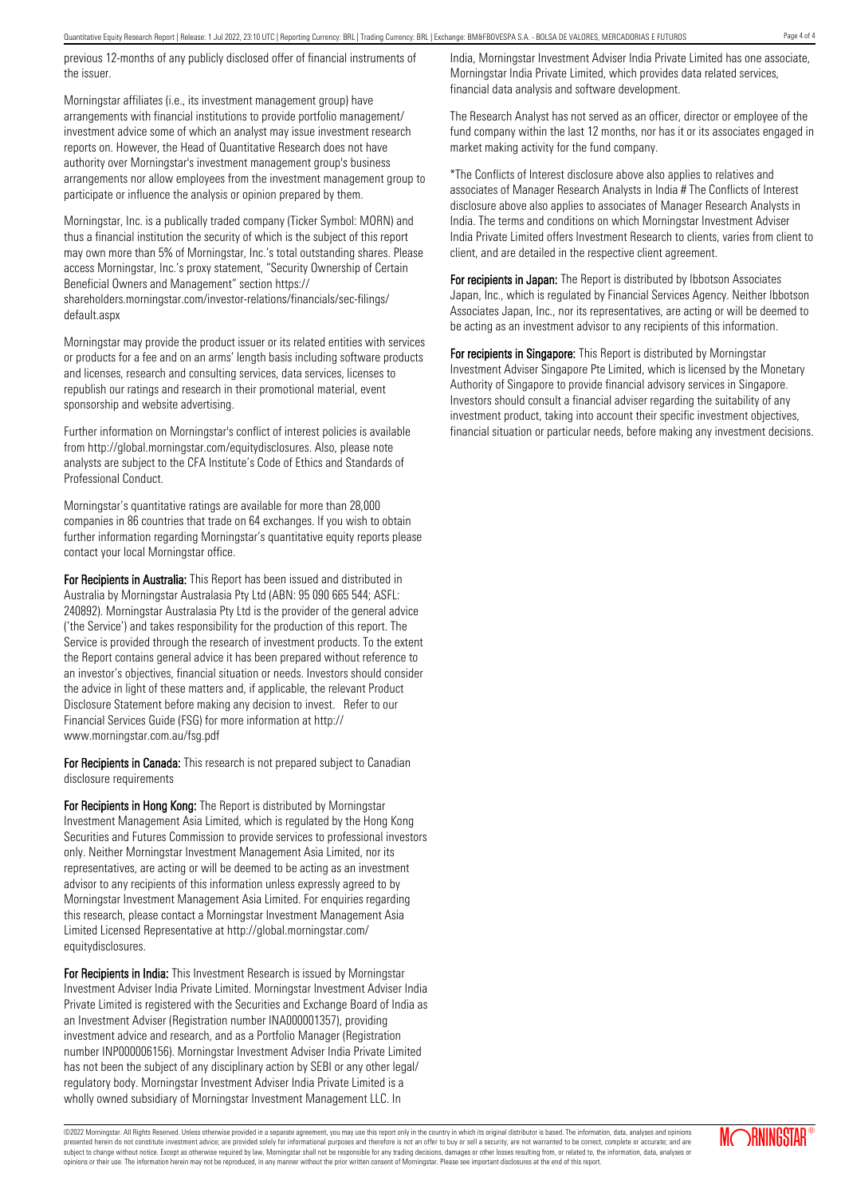previous 12-months of any publicly disclosed offer of financial instruments of the issuer.

Morningstar affiliates (i.e., its investment management group) have arrangements with financial institutions to provide portfolio management/ investment advice some of which an analyst may issue investment research reports on. However, the Head of Quantitative Research does not have authority over Morningstar's investment management group's business arrangements nor allow employees from the investment management group to participate or influence the analysis or opinion prepared by them.

Morningstar, Inc. is a publically traded company (Ticker Symbol: MORN) and thus a financial institution the security of which is the subject of this report may own more than 5% of Morningstar, Inc.'s total outstanding shares. Please access Morningstar, Inc.'s proxy statement, "Security Ownership of Certain Beneficial Owners and Management" section https:// shareholders.morningstar.com/investor-relations/financials/sec-filings/ default.aspx

Morningstar may provide the product issuer or its related entities with services or products for a fee and on an arms' length basis including software products and licenses, research and consulting services, data services, licenses to republish our ratings and research in their promotional material, event sponsorship and website advertising.

Further information on Morningstar's conflict of interest policies is available from http://global.morningstar.com/equitydisclosures. Also, please note analysts are subject to the CFA Institute's Code of Ethics and Standards of Professional Conduct.

Morningstar's quantitative ratings are available for more than 28,000 companies in 86 countries that trade on 64 exchanges. If you wish to obtain further information regarding Morningstar's quantitative equity reports please contact your local Morningstar office.

**For Recipients in Australia:** This Report has been issued and distributed in Australia by Morningstar Australasia Pty Ltd (ABN: 95 090 665 544; ASFL: 240892). Morningstar Australasia Pty Ltd is the provider of the general advice ('the Service') and takes responsibility for the production of this report. The Service is provided through the research of investment products. To the extent the Report contains general advice it has been prepared without reference to an investor's objectives, financial situation or needs. Investors should consider the advice in light of these matters and, if applicable, the relevant Product Disclosure Statement before making any decision to invest. Refer to our Financial Services Guide (FSG) for more information at http:// www.morningstar.com.au/fsg.pdf

**For Recipients in Canada:** This research is not prepared subject to Canadian disclosure requirements

**For Recipients in Hong Kong:** The Report is distributed by Morningstar Investment Management Asia Limited, which is regulated by the Hong Kong Securities and Futures Commission to provide services to professional investors only. Neither Morningstar Investment Management Asia Limited, nor its representatives, are acting or will be deemed to be acting as an investment advisor to any recipients of this information unless expressly agreed to by Morningstar Investment Management Asia Limited. For enquiries regarding this research, please contact a Morningstar Investment Management Asia Limited Licensed Representative at http://global.morningstar.com/ equitydisclosures.

**For Recipients in India:** This Investment Research is issued by Morningstar Investment Adviser India Private Limited. Morningstar Investment Adviser India Private Limited is registered with the Securities and Exchange Board of India as an Investment Adviser (Registration number INA000001357), providing investment advice and research, and as a Portfolio Manager (Registration number INP000006156). Morningstar Investment Adviser India Private Limited has not been the subject of any disciplinary action by SEBI or any other legal/ regulatory body. Morningstar Investment Adviser India Private Limited is a wholly owned subsidiary of Morningstar Investment Management LLC. In India, Morningstar Investment Adviser India Private Limited has one associate, Morningstar India Private Limited, which provides data related services, financial data analysis and software development.

The Research Analyst has not served as an officer, director or employee of the fund company within the last 12 months, nor has it or its associates engaged in market making activity for the fund company.

*The Conflicts of Interest disclosure above also applies to relatives and associates of Manager Research Analysts in India # The Conflicts of Interest disclosure above also applies to associates of Manager Research Analysts in India. The terms and conditions on which Morningstar Investment Adviser India Private Limited offers Investment Research to clients, varies from client to client, and are detailed in the respective client agreement.

**For recipients in Japan:** The Report is distributed by Ibbotson Associates Japan, Inc., which is regulated by Financial Services Agency. Neither Ibbotson Associates Japan, Inc., nor its representatives, are acting or will be deemed to be acting as an investment advisor to any recipients of this information.

**For recipients in Singapore:** This Report is distributed by Morningstar Investment Adviser Singapore Pte Limited, which is licensed by the Monetary Authority of Singapore to provide financial advisory services in Singapore. Investors should consult a financial adviser regarding the suitability of any investment product, taking into account their specific investment objectives, financial situation or particular needs, before making any investment decisions.

©2022 Morningstar. All Rights Reserved. Unless otherwise provided in a separate agreement, you may use this report only in the country in which its original distributor is based. The information, data, analyses and opinions presented herein do not constitute investment advice; are provided solely for informational purposes and therefore is not an offer to buy or sell a security; are not warranted to be correct, complete or accurate; and are subject to change without notice. Except as otherwise required by law, Morningstar shall not be responsible for any trading decisions, damages or other losses resulting from, or related to, the information, data, analyses or opinions or their use. The information herein may not be reproduced, in any manner without the prior written consent of Morningstar. Please see important disclosures at the end of this report.